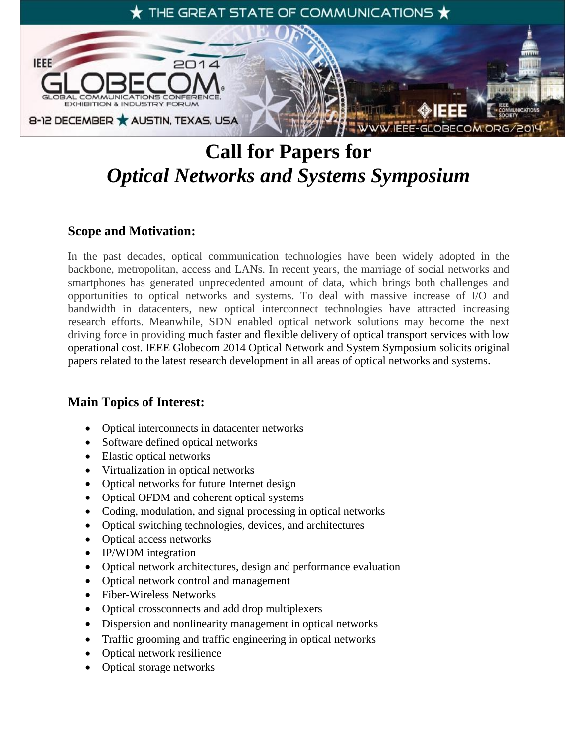# Call for Papers for
# *Optical Networks and Systems Symposium*

## Scope and Motivation:

In the past decades, optical communication technologies have been widely adopted in the backbone, metropolitan, access and LANs. In recent years, the marriage of social networks and smartphones has generated unprecedented amount of data, which brings both challenges and opportunities to optical networks and systems. To deal with massive increase of I/O and bandwidth in datacenters, new optical interconnect technologies have attracted increasing research efforts. Meanwhile, SDN enabled optical network solutions may become the next driving force in providing much faster and flexible delivery of optical transport services with low operational cost. IEEE Globecom 2014 Optical Network and System Symposium solicits original papers related to the latest research development in all areas of optical networks and systems.

## Main Topics of Interest:

- Optical interconnects in datacenter networks
- Software defined optical networks
- Elastic optical networks
- Virtualization in optical networks
- Optical networks for future Internet design
- Optical OFDM and coherent optical systems
- Coding, modulation, and signal processing in optical networks
- Optical switching technologies, devices, and architectures
- Optical access networks
- IP/WDM integration
- Optical network architectures, design and performance evaluation
- Optical network control and management
- Fiber-Wireless Networks
- Optical crossconnects and add drop multiplexers
- Dispersion and nonlinearity management in optical networks
- Traffic grooming and traffic engineering in optical networks
- Optical network resilience
- Optical storage networks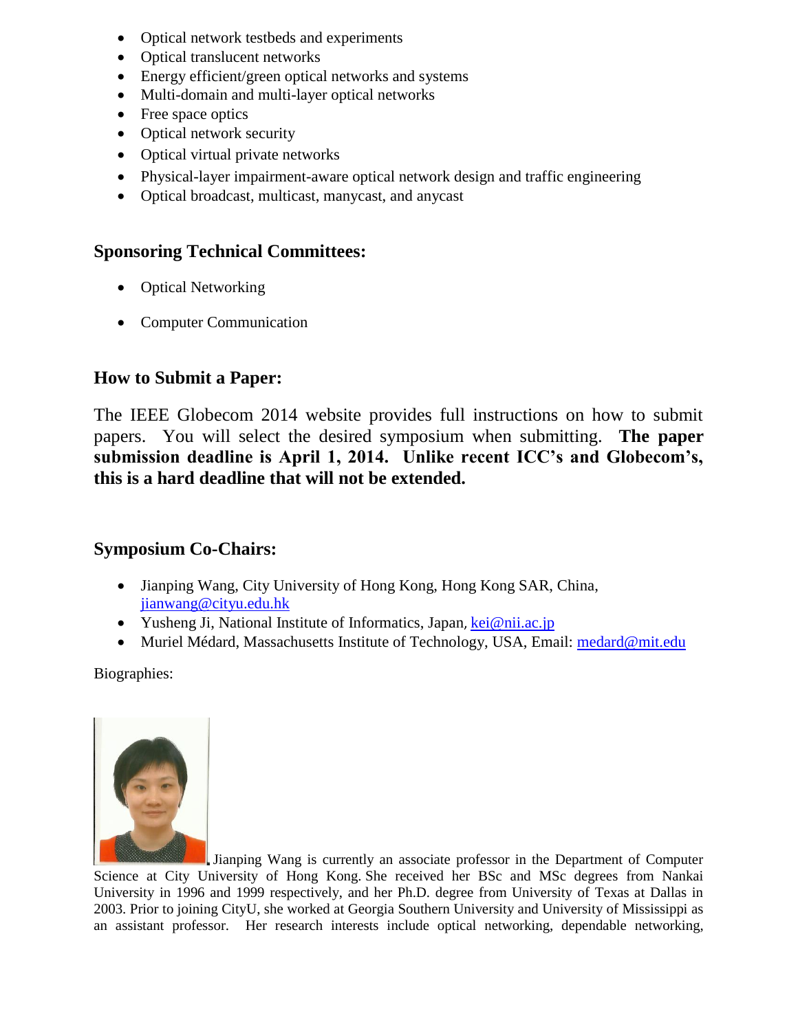- Optical network testbeds and experiments
- Optical translucent networks
- Energy efficient/green optical networks and systems
- Multi-domain and multi-layer optical networks
- Free space optics
- Optical network security
- Optical virtual private networks
- Physical-layer impairment-aware optical network design and traffic engineering
- Optical broadcast, multicast, manycast, and anycast

## Sponsoring Technical Committees:

- Optical Networking
- Computer Communication

## How to Submit a Paper:

The IEEE Globecom 2014 website provides full instructions on how to submit papers. You will select the desired symposium when submitting. **The paper submission deadline is April 1, 2014. Unlike recent ICC's and Globecom's, this is a hard deadline that will not be extended.**

## Symposium Co-Chairs:

- Jianping Wang, City University of Hong Kong, Hong Kong SAR, China, jianwang@cityu.edu.hk
- Yusheng Ji, National Institute of Informatics, Japan, kei@nii.ac.jp
- Muriel Médard, Massachusetts Institute of Technology, USA, Email: medard@mit.edu

Biographies:

Jianping Wang is currently an associate professor in the Department of Computer Science at City University of Hong Kong. She received her BSc and MSc degrees from Nankai University in 1996 and 1999 respectively, and her Ph.D. degree from University of Texas at Dallas in 2003. Prior to joining CityU, she worked at Georgia Southern University and University of Mississippi as an assistant professor. Her research interests include optical networking, dependable networking,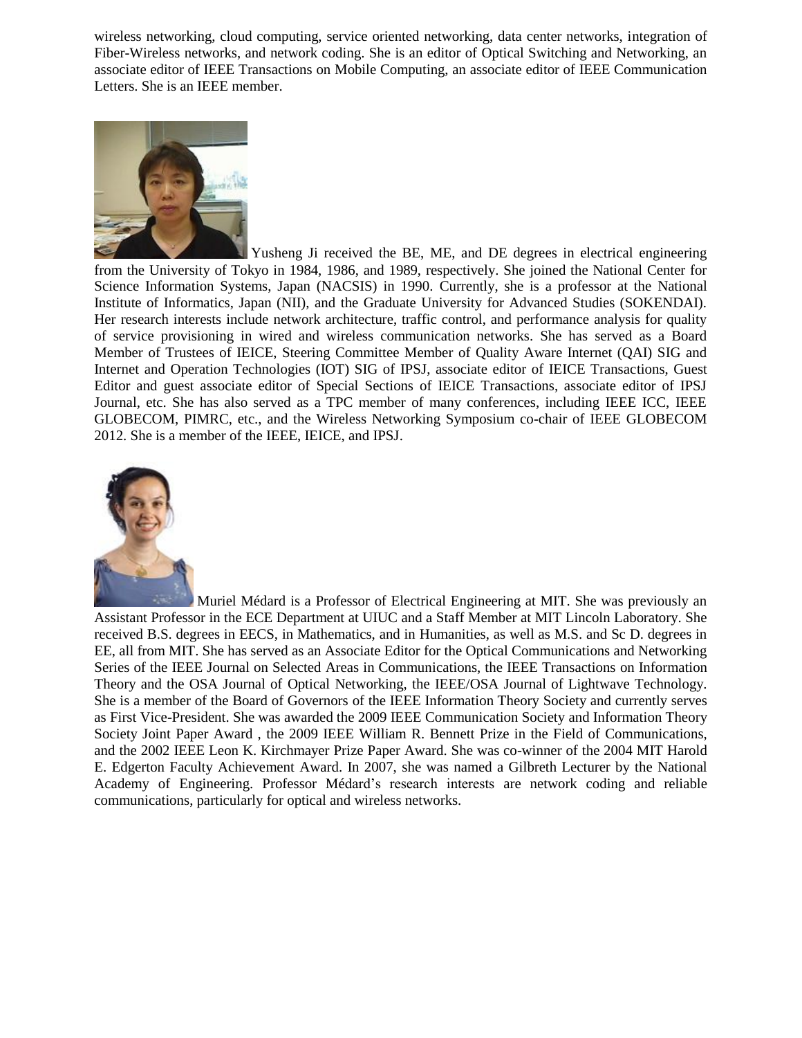wireless networking, cloud computing, service oriented networking, data center networks, integration of Fiber-Wireless networks, and network coding. She is an editor of Optical Switching and Networking, an associate editor of IEEE Transactions on Mobile Computing, an associate editor of IEEE Communication Letters. She is an IEEE member.

Yusheng Ji received the BE, ME, and DE degrees in electrical engineering from the University of Tokyo in 1984, 1986, and 1989, respectively. She joined the National Center for Science Information Systems, Japan (NACSIS) in 1990. Currently, she is a professor at the National Institute of Informatics, Japan (NII), and the Graduate University for Advanced Studies (SOKENDAI). Her research interests include network architecture, traffic control, and performance analysis for quality of service provisioning in wired and wireless communication networks. She has served as a Board Member of Trustees of IEICE, Steering Committee Member of Quality Aware Internet (QAI) SIG and Internet and Operation Technologies (IOT) SIG of IPSJ, associate editor of IEICE Transactions, Guest Editor and guest associate editor of Special Sections of IEICE Transactions, associate editor of IPSJ Journal, etc. She has also served as a TPC member of many conferences, including IEEE ICC, IEEE GLOBECOM, PIMRC, etc., and the Wireless Networking Symposium co-chair of IEEE GLOBECOM 2012. She is a member of the IEEE, IEICE, and IPSJ.

Muriel Médard is a Professor of Electrical Engineering at MIT. She was previously an Assistant Professor in the ECE Department at UIUC and a Staff Member at MIT Lincoln Laboratory. She received B.S. degrees in EECS, in Mathematics, and in Humanities, as well as M.S. and Sc D. degrees in EE, all from MIT. She has served as an Associate Editor for the Optical Communications and Networking Series of the IEEE Journal on Selected Areas in Communications, the IEEE Transactions on Information Theory and the OSA Journal of Optical Networking, the IEEE/OSA Journal of Lightwave Technology. She is a member of the Board of Governors of the IEEE Information Theory Society and currently serves as First Vice-President. She was awarded the 2009 IEEE Communication Society and Information Theory Society Joint Paper Award , the 2009 IEEE William R. Bennett Prize in the Field of Communications, and the 2002 IEEE Leon K. Kirchmayer Prize Paper Award. She was co-winner of the 2004 MIT Harold E. Edgerton Faculty Achievement Award. In 2007, she was named a Gilbreth Lecturer by the National Academy of Engineering. Professor Médard's research interests are network coding and reliable communications, particularly for optical and wireless networks.